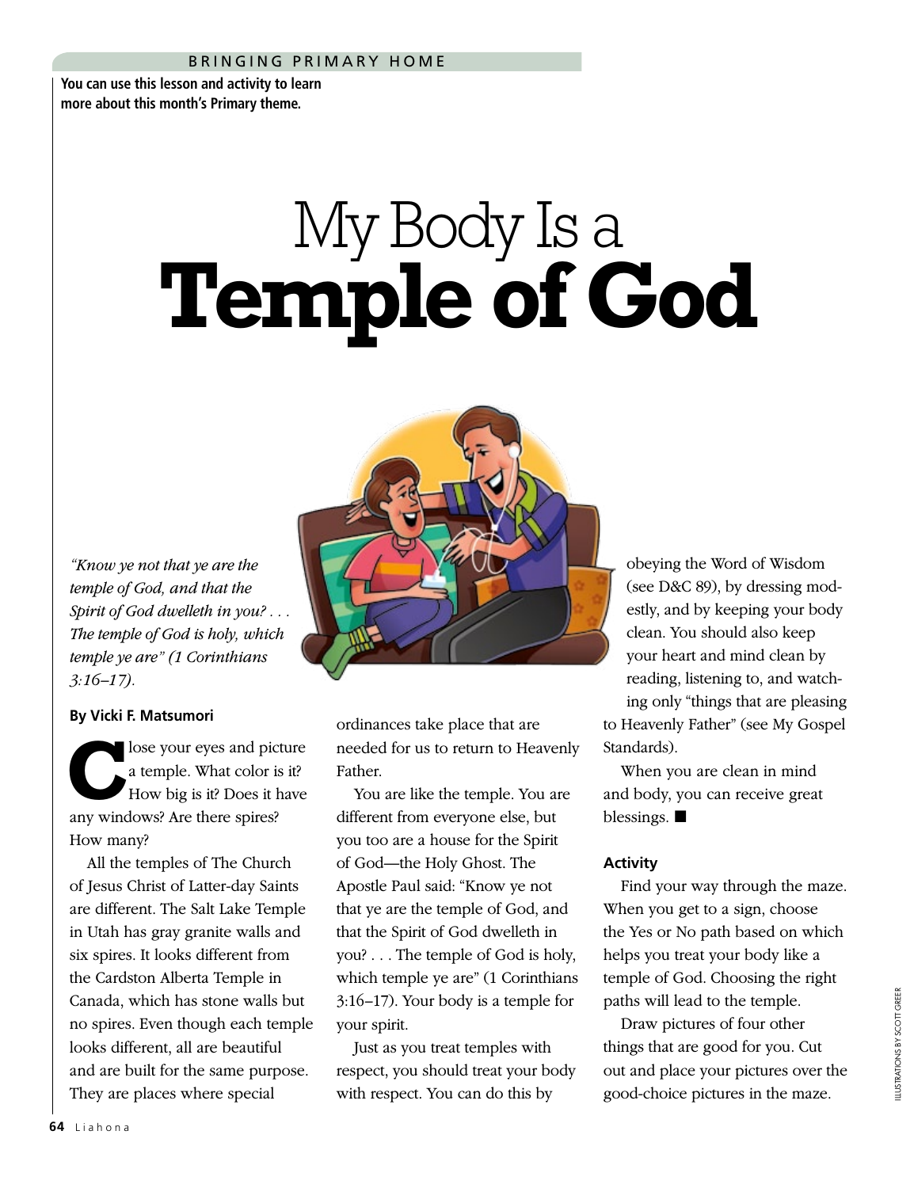BRINGING PRIMARY HOME

**You can use this lesson and activity to learn more about this month's Primary theme.**

# My Body Is a Temple of God

*"Know ye not that ye are the temple of God, and that the Spirit of God dwelleth in you? . . . The temple of God is holy, which temple ye are" (1 Corinthians 3:16–17).*

**By Vicki F. Matsumori**

Close your eyes and picture a temple. What color is it? How big is it? Does it have any windows? Are there spires? How many?

All the temples of The Church of Jesus Christ of Latter-day Saints are different. The Salt Lake Temple in Utah has gray granite walls and six spires. It looks different from the Cardston Alberta Temple in Canada, which has stone walls but no spires. Even though each temple looks different, all are beautiful and are built for the same purpose. They are places where special ordinances take place that are needed for us to return to Heavenly Father.

You are like the temple. You are different from everyone else, but you too are a house for the Spirit of God—the Holy Ghost. The Apostle Paul said: "Know ye not that ye are the temple of God, and that the Spirit of God dwelleth in you? . . . The temple of God is holy, which temple ye are" (1 Corinthians 3:16–17). Your body is a temple for your spirit.

Just as you treat temples with respect, you should treat your body with respect. You can do this by obeying the Word of Wisdom (see D&C 89), by dressing modestly, and by keeping your body clean. You should also keep your heart and mind clean by reading, listening to, and watching only "things that are pleasing to Heavenly Father" (see My Gospel Standards).

When you are clean in mind and body, you can receive great blessings. ■

### Activity

Find your way through the maze. When you get to a sign, choose the Yes or No path based on which helps you treat your body like a temple of God. Choosing the right paths will lead to the temple.

Draw pictures of four other things that are good for you. Cut out and place your pictures over the good-choice pictures in the maze.

ILLUSTRATIONS BY SCOTT GREER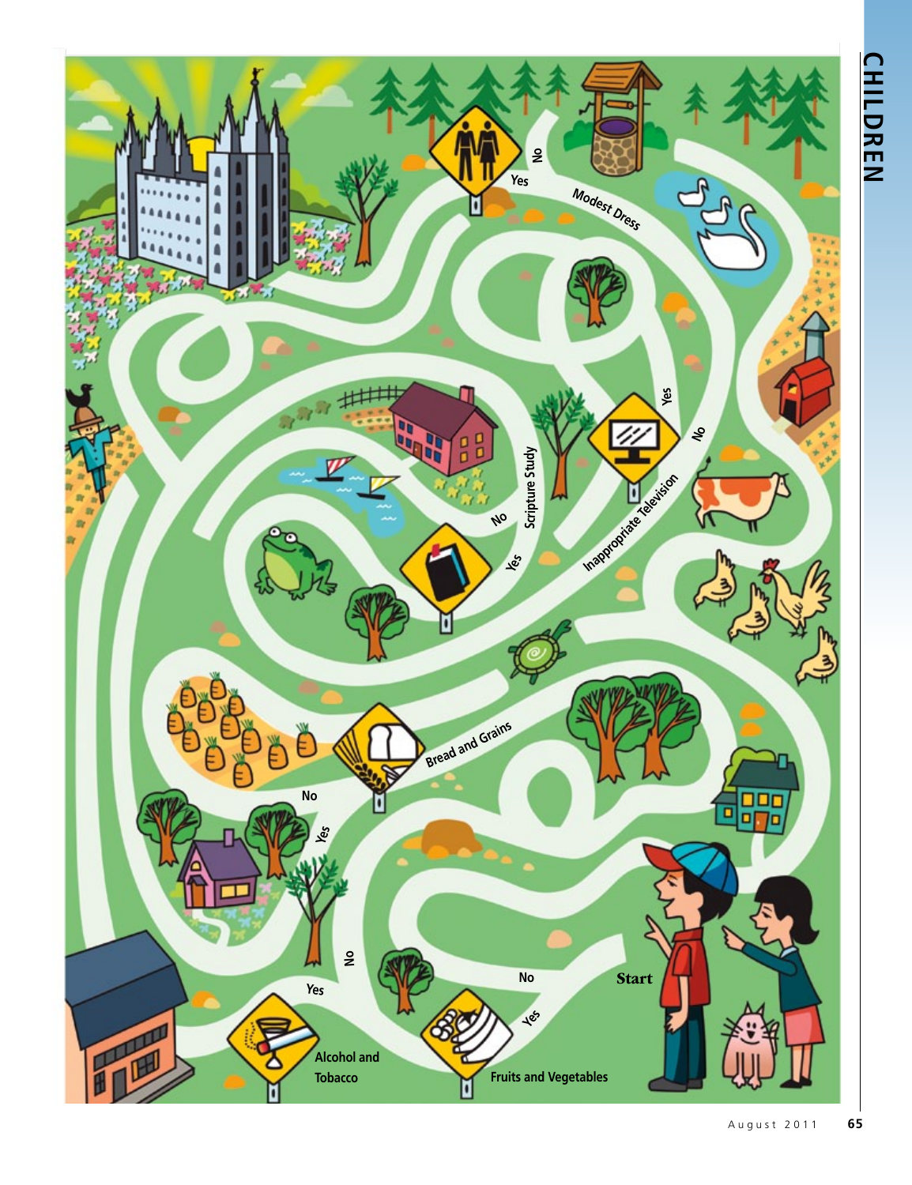Start

Fruits and Vegetables

Yes

No

Alcohol and Tobacco

Yes

No

Bread and Grains

Yes

No

Scripture Study

Yes

No

Inappropriate Television

Yes

No

Modest Dress

Yes

No